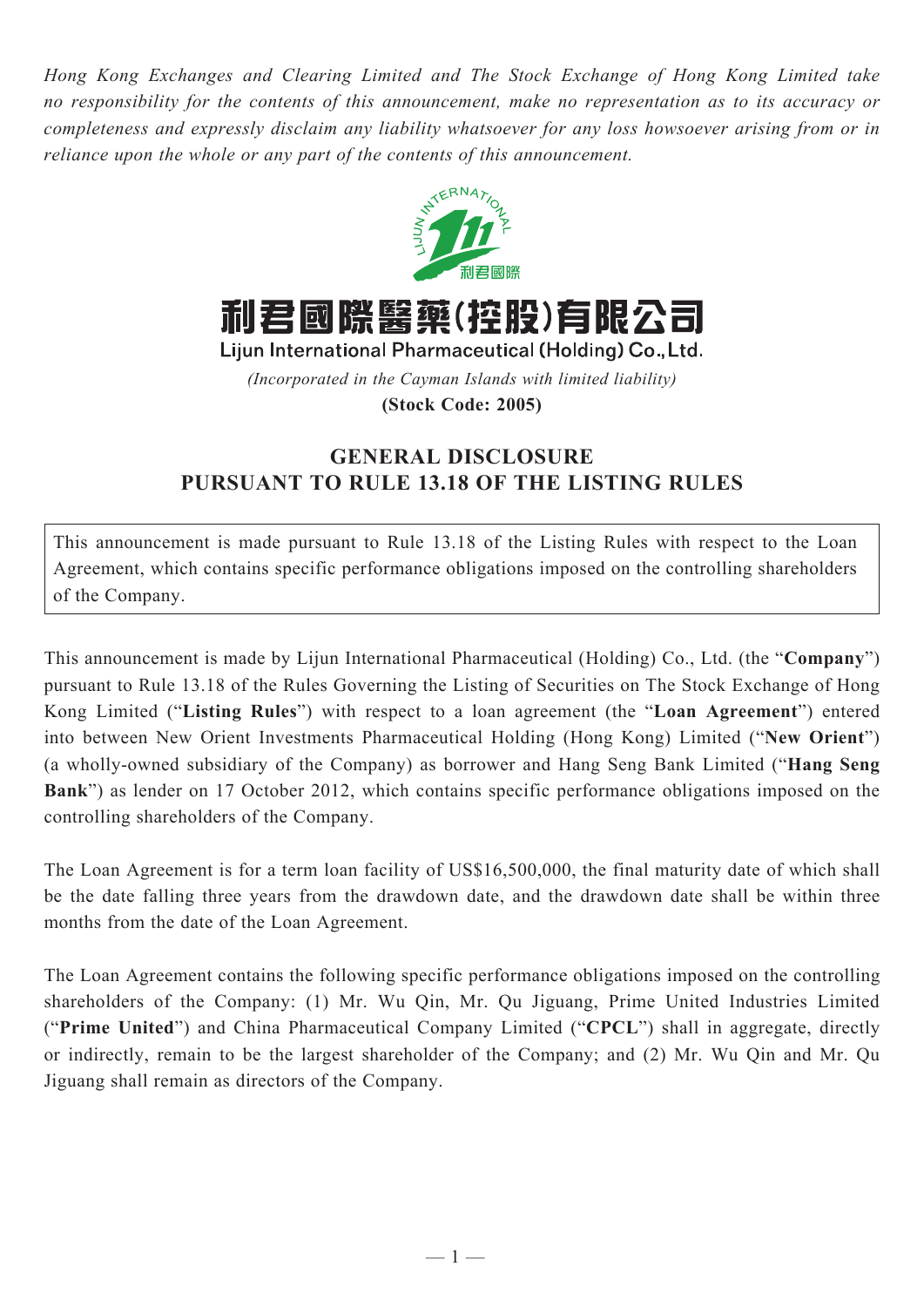*Hong Kong Exchanges and Clearing Limited and The Stock Exchange of Hong Kong Limited take no responsibility for the contents of this announcement, make no representation as to its accuracy or completeness and expressly disclaim any liability whatsoever for any loss howsoever arising from or in reliance upon the whole or any part of the contents of this announcement.*

# 利君國際醫藥(控股)有限公司

**Lijun International Pharmaceutical (Holding) Co., Ltd.**

*(Incorporated in the Cayman Islands with limited liability)*

**(Stock Code: 2005)**

## GENERAL DISCLOSURE
## PURSUANT TO RULE 13.18 OF THE LISTING RULES

This announcement is made pursuant to Rule 13.18 of the Listing Rules with respect to the Loan Agreement, which contains specific performance obligations imposed on the controlling shareholders of the Company.

This announcement is made by Lijun International Pharmaceutical (Holding) Co., Ltd. (the "**Company**") pursuant to Rule 13.18 of the Rules Governing the Listing of Securities on The Stock Exchange of Hong Kong Limited ("**Listing Rules**") with respect to a loan agreement (the "**Loan Agreement**") entered into between New Orient Investments Pharmaceutical Holding (Hong Kong) Limited ("**New Orient**") (a wholly-owned subsidiary of the Company) as borrower and Hang Seng Bank Limited ("**Hang Seng Bank**") as lender on 17 October 2012, which contains specific performance obligations imposed on the controlling shareholders of the Company.

The Loan Agreement is for a term loan facility of US$16,500,000, the final maturity date of which shall be the date falling three years from the drawdown date, and the drawdown date shall be within three months from the date of the Loan Agreement.

The Loan Agreement contains the following specific performance obligations imposed on the controlling shareholders of the Company: (1) Mr. Wu Qin, Mr. Qu Jiguang, Prime United Industries Limited ("**Prime United**") and China Pharmaceutical Company Limited ("**CPCL**") shall in aggregate, directly or indirectly, remain to be the largest shareholder of the Company; and (2) Mr. Wu Qin and Mr. Qu Jiguang shall remain as directors of the Company.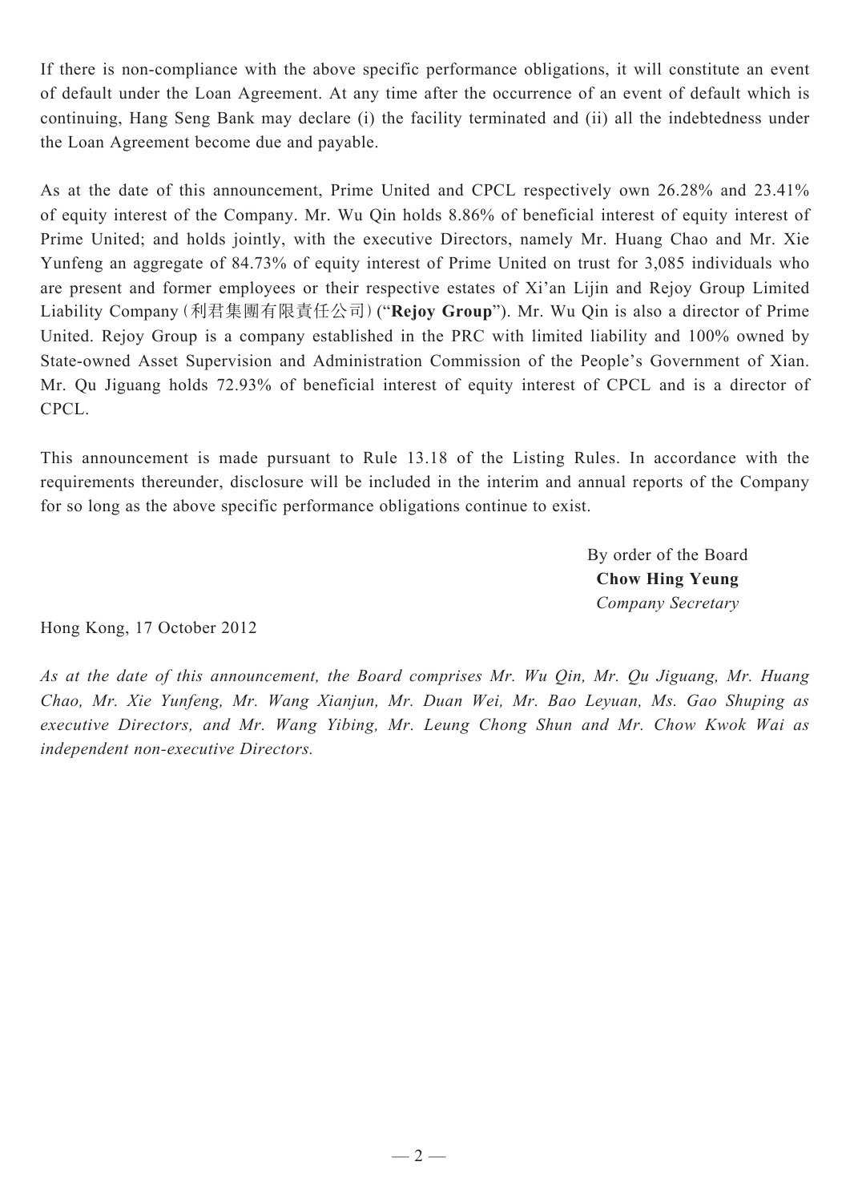If there is non-compliance with the above specific performance obligations, it will constitute an event of default under the Loan Agreement. At any time after the occurrence of an event of default which is continuing, Hang Seng Bank may declare (i) the facility terminated and (ii) all the indebtedness under the Loan Agreement become due and payable.

As at the date of this announcement, Prime United and CPCL respectively own 26.28% and 23.41% of equity interest of the Company. Mr. Wu Qin holds 8.86% of beneficial interest of equity interest of Prime United; and holds jointly, with the executive Directors, namely Mr. Huang Chao and Mr. Xie Yunfeng an aggregate of 84.73% of equity interest of Prime United on trust for 3,085 individuals who are present and former employees or their respective estates of Xi'an Lijin and Rejoy Group Limited Liability Company (利君集團有限責任公司) ("**Rejoy Group**"). Mr. Wu Qin is also a director of Prime United. Rejoy Group is a company established in the PRC with limited liability and 100% owned by State-owned Asset Supervision and Administration Commission of the People's Government of Xian. Mr. Qu Jiguang holds 72.93% of beneficial interest of equity interest of CPCL and is a director of CPCL.

This announcement is made pursuant to Rule 13.18 of the Listing Rules. In accordance with the requirements thereunder, disclosure will be included in the interim and annual reports of the Company for so long as the above specific performance obligations continue to exist.

By order of the Board
**Chow Hing Yeung**
*Company Secretary*

Hong Kong, 17 October 2012

*As at the date of this announcement, the Board comprises Mr. Wu Qin, Mr. Qu Jiguang, Mr. Huang Chao, Mr. Xie Yunfeng, Mr. Wang Xianjun, Mr. Duan Wei, Mr. Bao Leyuan, Ms. Gao Shuping as executive Directors, and Mr. Wang Yibing, Mr. Leung Chong Shun and Mr. Chow Kwok Wai as independent non-executive Directors.*